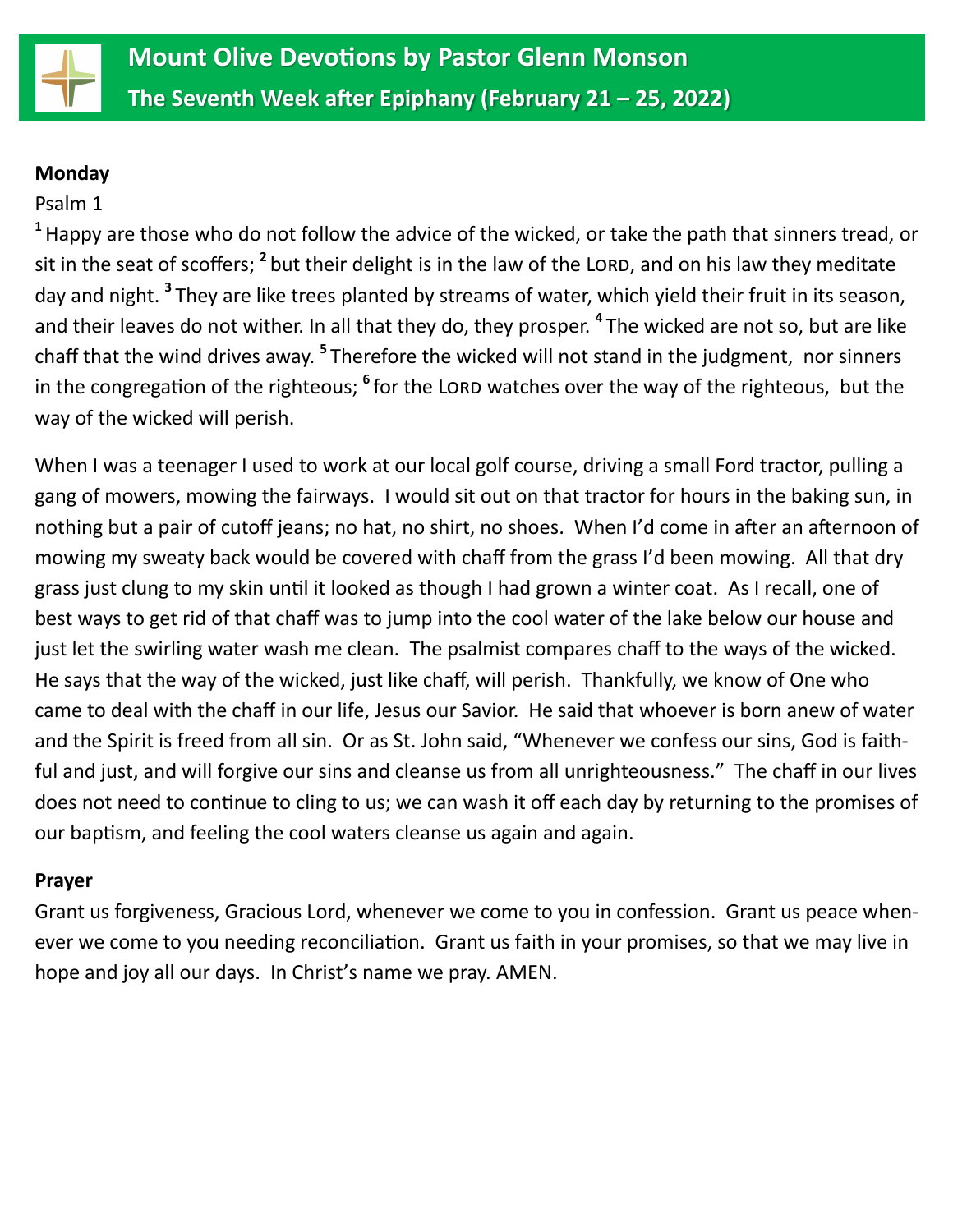# Mount Olive Devotions by Pastor Glenn Monson

## The Seventh Week after Epiphany (February 21 – 25, 2022)

**Monday**

Psalm 1

[1] Happy are those who do not follow the advice of the wicked, or take the path that sinners tread, or sit in the seat of scoffers; [2] but their delight is in the law of the LORD, and on his law they meditate day and night. [3] They are like trees planted by streams of water, which yield their fruit in its season, and their leaves do not wither. In all that they do, they prosper. [4] The wicked are not so, but are like chaff that the wind drives away. [5] Therefore the wicked will not stand in the judgment, nor sinners in the congregation of the righteous; [6] for the LORD watches over the way of the righteous, but the way of the wicked will perish.

When I was a teenager I used to work at our local golf course, driving a small Ford tractor, pulling a gang of mowers, mowing the fairways. I would sit out on that tractor for hours in the baking sun, in nothing but a pair of cutoff jeans; no hat, no shirt, no shoes. When I'd come in after an afternoon of mowing my sweaty back would be covered with chaff from the grass I'd been mowing. All that dry grass just clung to my skin until it looked as though I had grown a winter coat. As I recall, one of best ways to get rid of that chaff was to jump into the cool water of the lake below our house and just let the swirling water wash me clean. The psalmist compares chaff to the ways of the wicked. He says that the way of the wicked, just like chaff, will perish. Thankfully, we know of One who came to deal with the chaff in our life, Jesus our Savior. He said that whoever is born anew of water and the Spirit is freed from all sin. Or as St. John said, "Whenever we confess our sins, God is faithful and just, and will forgive our sins and cleanse us from all unrighteousness." The chaff in our lives does not need to continue to cling to us; we can wash it off each day by returning to the promises of our baptism, and feeling the cool waters cleanse us again and again.

**Prayer**

Grant us forgiveness, Gracious Lord, whenever we come to you in confession. Grant us peace whenever we come to you needing reconciliation. Grant us faith in your promises, so that we may live in hope and joy all our days. In Christ's name we pray. AMEN.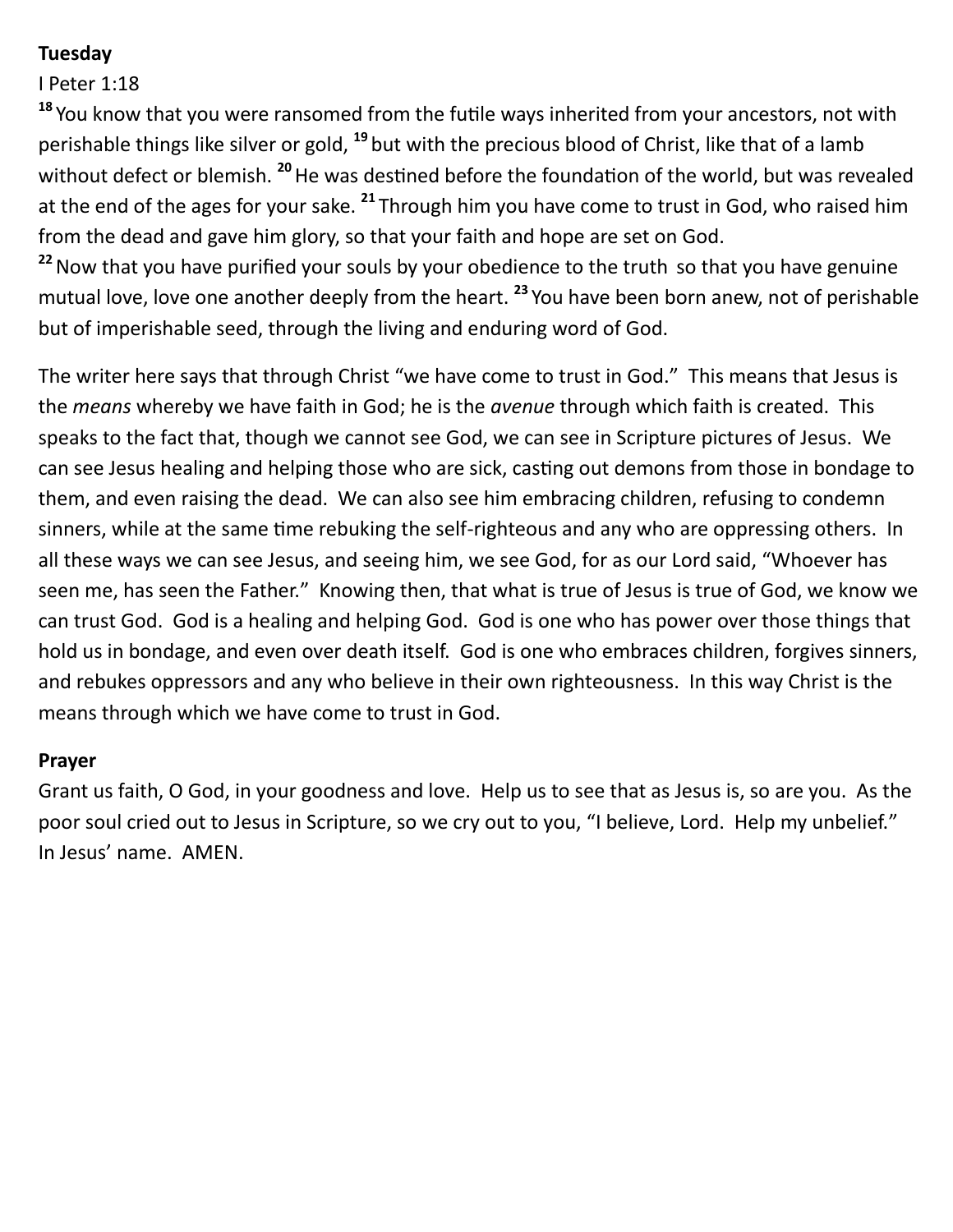**Tuesday**

I Peter 1:18

[18] You know that you were ransomed from the futile ways inherited from your ancestors, not with perishable things like silver or gold, [19] but with the precious blood of Christ, like that of a lamb without defect or blemish. [20] He was destined before the foundation of the world, but was revealed at the end of the ages for your sake. [21] Through him you have come to trust in God, who raised him from the dead and gave him glory, so that your faith and hope are set on God.
[22] Now that you have purified your souls by your obedience to the truth so that you have genuine mutual love, love one another deeply from the heart. [23] You have been born anew, not of perishable but of imperishable seed, through the living and enduring word of God.

The writer here says that through Christ "we have come to trust in God." This means that Jesus is the *means* whereby we have faith in God; he is the *avenue* through which faith is created. This speaks to the fact that, though we cannot see God, we can see in Scripture pictures of Jesus. We can see Jesus healing and helping those who are sick, casting out demons from those in bondage to them, and even raising the dead. We can also see him embracing children, refusing to condemn sinners, while at the same time rebuking the self-righteous and any who are oppressing others. In all these ways we can see Jesus, and seeing him, we see God, for as our Lord said, "Whoever has seen me, has seen the Father." Knowing then, that what is true of Jesus is true of God, we know we can trust God. God is a healing and helping God. God is one who has power over those things that hold us in bondage, and even over death itself. God is one who embraces children, forgives sinners, and rebukes oppressors and any who believe in their own righteousness. In this way Christ is the means through which we have come to trust in God.

**Prayer**

Grant us faith, O God, in your goodness and love. Help us to see that as Jesus is, so are you. As the poor soul cried out to Jesus in Scripture, so we cry out to you, "I believe, Lord. Help my unbelief." In Jesus' name. AMEN.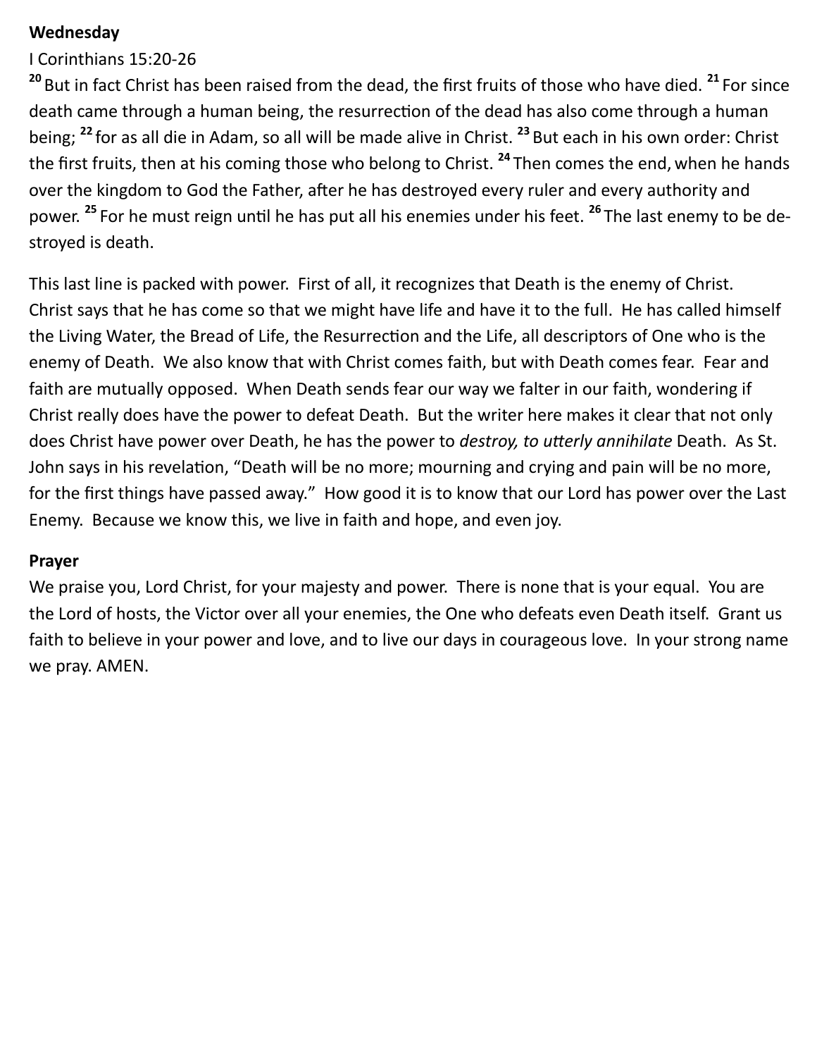**Wednesday**

I Corinthians 15:20-26

[20] But in fact Christ has been raised from the dead, the first fruits of those who have died. [21] For since death came through a human being, the resurrection of the dead has also come through a human being; [22] for as all die in Adam, so all will be made alive in Christ. [23] But each in his own order: Christ the first fruits, then at his coming those who belong to Christ. [24] Then comes the end, when he hands over the kingdom to God the Father, after he has destroyed every ruler and every authority and power. [25] For he must reign until he has put all his enemies under his feet. [26] The last enemy to be destroyed is death.

This last line is packed with power. First of all, it recognizes that Death is the enemy of Christ. Christ says that he has come so that we might have life and have it to the full. He has called himself the Living Water, the Bread of Life, the Resurrection and the Life, all descriptors of One who is the enemy of Death. We also know that with Christ comes faith, but with Death comes fear. Fear and faith are mutually opposed. When Death sends fear our way we falter in our faith, wondering if Christ really does have the power to defeat Death. But the writer here makes it clear that not only does Christ have power over Death, he has the power to *destroy, to utterly annihilate* Death. As St. John says in his revelation, "Death will be no more; mourning and crying and pain will be no more, for the first things have passed away." How good it is to know that our Lord has power over the Last Enemy. Because we know this, we live in faith and hope, and even joy.

**Prayer**

We praise you, Lord Christ, for your majesty and power. There is none that is your equal. You are the Lord of hosts, the Victor over all your enemies, the One who defeats even Death itself. Grant us faith to believe in your power and love, and to live our days in courageous love. In your strong name we pray. AMEN.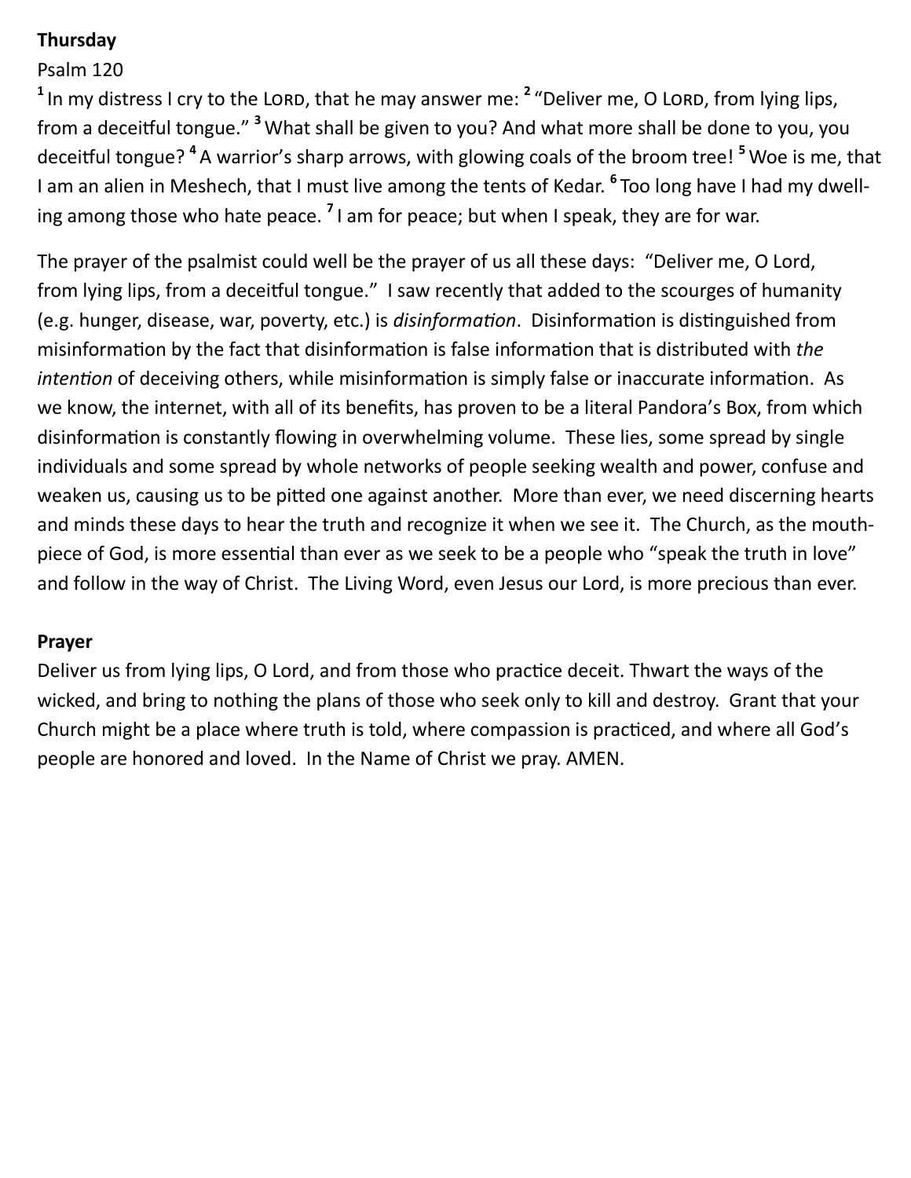**Thursday**

Psalm 120

[1] In my distress I cry to the LORD, that he may answer me: [2] "Deliver me, O LORD, from lying lips, from a deceitful tongue." [3] What shall be given to you? And what more shall be done to you, you deceitful tongue? [4] A warrior's sharp arrows, with glowing coals of the broom tree! [5] Woe is me, that I am an alien in Meshech, that I must live among the tents of Kedar. [6] Too long have I had my dwelling among those who hate peace. [7] I am for peace; but when I speak, they are for war.

The prayer of the psalmist could well be the prayer of us all these days: "Deliver me, O Lord, from lying lips, from a deceitful tongue." I saw recently that added to the scourges of humanity (e.g. hunger, disease, war, poverty, etc.) is *disinformation*. Disinformation is distinguished from misinformation by the fact that disinformation is false information that is distributed with *the intention* of deceiving others, while misinformation is simply false or inaccurate information. As we know, the internet, with all of its benefits, has proven to be a literal Pandora's Box, from which disinformation is constantly flowing in overwhelming volume. These lies, some spread by single individuals and some spread by whole networks of people seeking wealth and power, confuse and weaken us, causing us to be pitted one against another. More than ever, we need discerning hearts and minds these days to hear the truth and recognize it when we see it. The Church, as the mouthpiece of God, is more essential than ever as we seek to be a people who "speak the truth in love" and follow in the way of Christ. The Living Word, even Jesus our Lord, is more precious than ever.

**Prayer**

Deliver us from lying lips, O Lord, and from those who practice deceit. Thwart the ways of the wicked, and bring to nothing the plans of those who seek only to kill and destroy. Grant that your Church might be a place where truth is told, where compassion is practiced, and where all God's people are honored and loved. In the Name of Christ we pray. AMEN.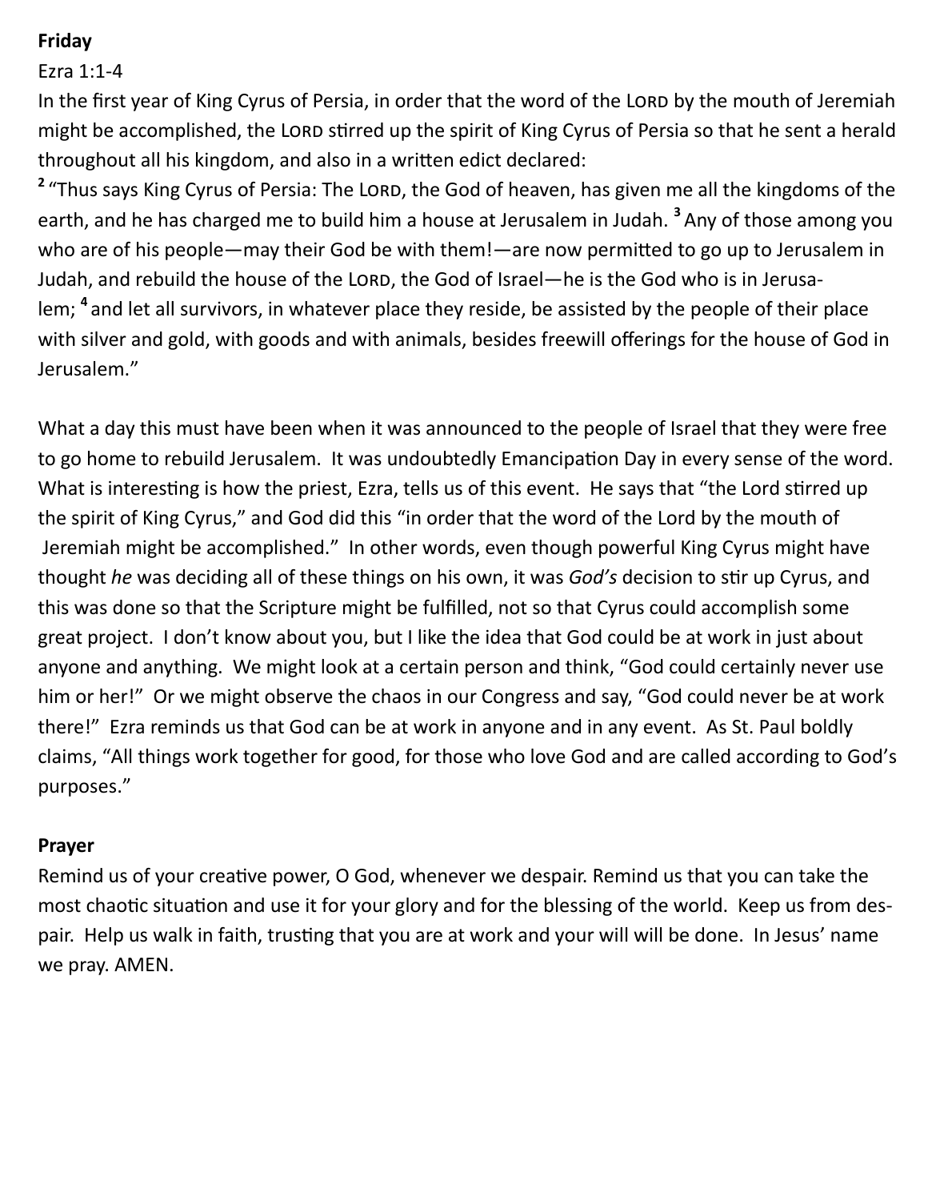**Friday**

Ezra 1:1-4

In the first year of King Cyrus of Persia, in order that the word of the LORD by the mouth of Jeremiah might be accomplished, the LORD stirred up the spirit of King Cyrus of Persia so that he sent a herald throughout all his kingdom, and also in a written edict declared:

[2] "Thus says King Cyrus of Persia: The LORD, the God of heaven, has given me all the kingdoms of the earth, and he has charged me to build him a house at Jerusalem in Judah. [3] Any of those among you who are of his people—may their God be with them!—are now permitted to go up to Jerusalem in Judah, and rebuild the house of the LORD, the God of Israel—he is the God who is in Jerusalem; [4] and let all survivors, in whatever place they reside, be assisted by the people of their place with silver and gold, with goods and with animals, besides freewill offerings for the house of God in Jerusalem."

What a day this must have been when it was announced to the people of Israel that they were free to go home to rebuild Jerusalem. It was undoubtedly Emancipation Day in every sense of the word. What is interesting is how the priest, Ezra, tells us of this event. He says that "the Lord stirred up the spirit of King Cyrus," and God did this "in order that the word of the Lord by the mouth of Jeremiah might be accomplished." In other words, even though powerful King Cyrus might have thought *he* was deciding all of these things on his own, it was *God's* decision to stir up Cyrus, and this was done so that the Scripture might be fulfilled, not so that Cyrus could accomplish some great project. I don't know about you, but I like the idea that God could be at work in just about anyone and anything. We might look at a certain person and think, "God could certainly never use him or her!" Or we might observe the chaos in our Congress and say, "God could never be at work there!" Ezra reminds us that God can be at work in anyone and in any event. As St. Paul boldly claims, "All things work together for good, for those who love God and are called according to God's purposes."

**Prayer**

Remind us of your creative power, O God, whenever we despair. Remind us that you can take the most chaotic situation and use it for your glory and for the blessing of the world. Keep us from despair. Help us walk in faith, trusting that you are at work and your will will be done. In Jesus' name we pray. AMEN.